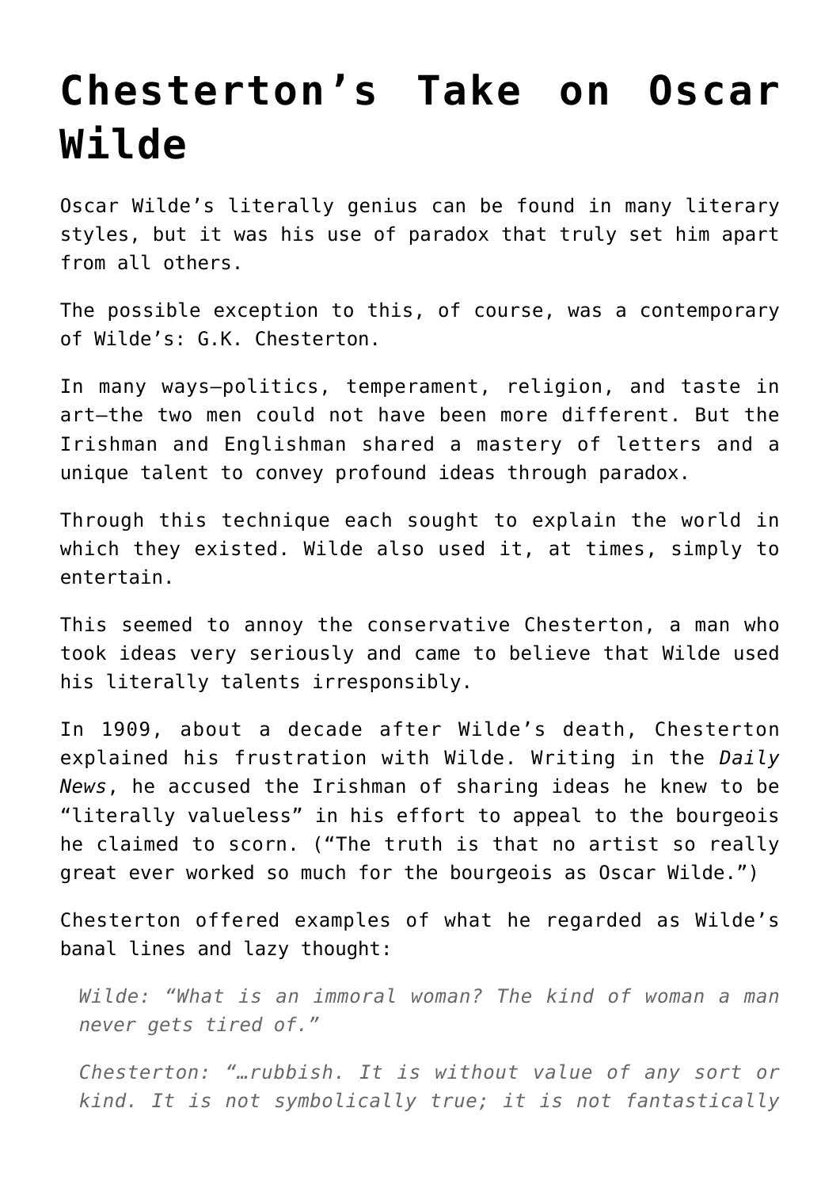# Chesterton's Take on Oscar Wilde

Oscar Wilde's literally genius can be found in many literary styles, but it was his use of paradox that truly set him apart from all others.

The possible exception to this, of course, was a contemporary of Wilde's: G.K. Chesterton.

In many ways—politics, temperament, religion, and taste in art—the two men could not have been more different. But the Irishman and Englishman shared a mastery of letters and a unique talent to convey profound ideas through paradox.

Through this technique each sought to explain the world in which they existed. Wilde also used it, at times, simply to entertain.

This seemed to annoy the conservative Chesterton, a man who took ideas very seriously and came to believe that Wilde used his literally talents irresponsibly.

In 1909, about a decade after Wilde's death, Chesterton explained his frustration with Wilde. Writing in the *Daily News*, he accused the Irishman of sharing ideas he knew to be "literally valueless" in his effort to appeal to the bourgeois he claimed to scorn. ("The truth is that no artist so really great ever worked so much for the bourgeois as Oscar Wilde.")

Chesterton offered examples of what he regarded as Wilde's banal lines and lazy thought:

> *Wilde: "What is an immoral woman? The kind of woman a man never gets tired of."*
>
> *Chesterton: "…rubbish. It is without value of any sort or kind. It is not symbolically true; it is not fantastically*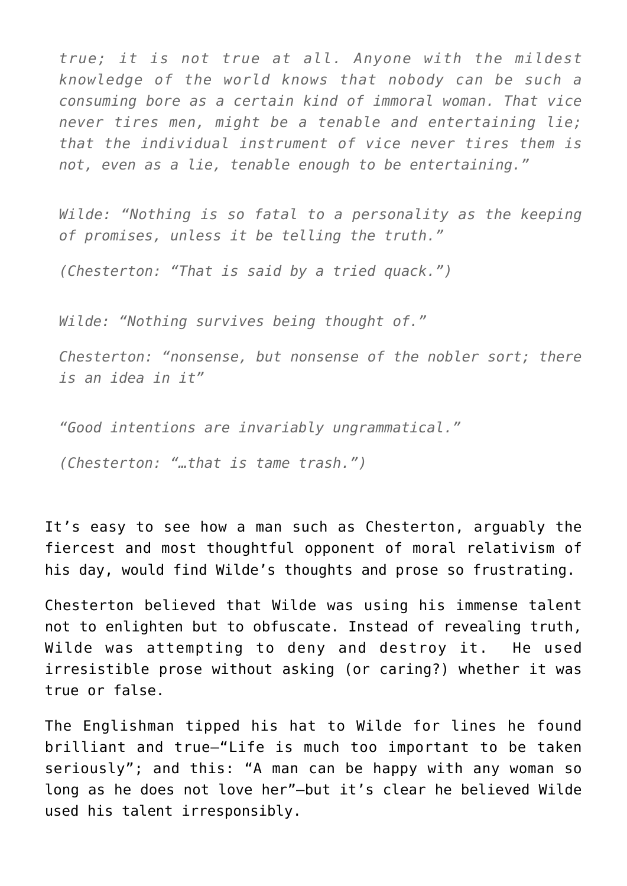*true; it is not true at all. Anyone with the mildest knowledge of the world knows that nobody can be such a consuming bore as a certain kind of immoral woman. That vice never tires men, might be a tenable and entertaining lie; that the individual instrument of vice never tires them is not, even as a lie, tenable enough to be entertaining."*

*Wilde: "Nothing is so fatal to a personality as the keeping of promises, unless it be telling the truth."*

*(Chesterton: "That is said by a tried quack.")*

*Wilde: "Nothing survives being thought of."*

*Chesterton: "nonsense, but nonsense of the nobler sort; there is an idea in it"*

*"Good intentions are invariably ungrammatical."*

*(Chesterton: "…that is tame trash.")*

It's easy to see how a man such as Chesterton, arguably the fiercest and most thoughtful opponent of moral relativism of his day, would find Wilde's thoughts and prose so frustrating.

Chesterton believed that Wilde was using his immense talent not to enlighten but to obfuscate. Instead of revealing truth, Wilde was attempting to deny and destroy it. He used irresistible prose without asking (or caring?) whether it was true or false.

The Englishman tipped his hat to Wilde for lines he found brilliant and true—"Life is much too important to be taken seriously"; and this: "A man can be happy with any woman so long as he does not love her"—but it's clear he believed Wilde used his talent irresponsibly.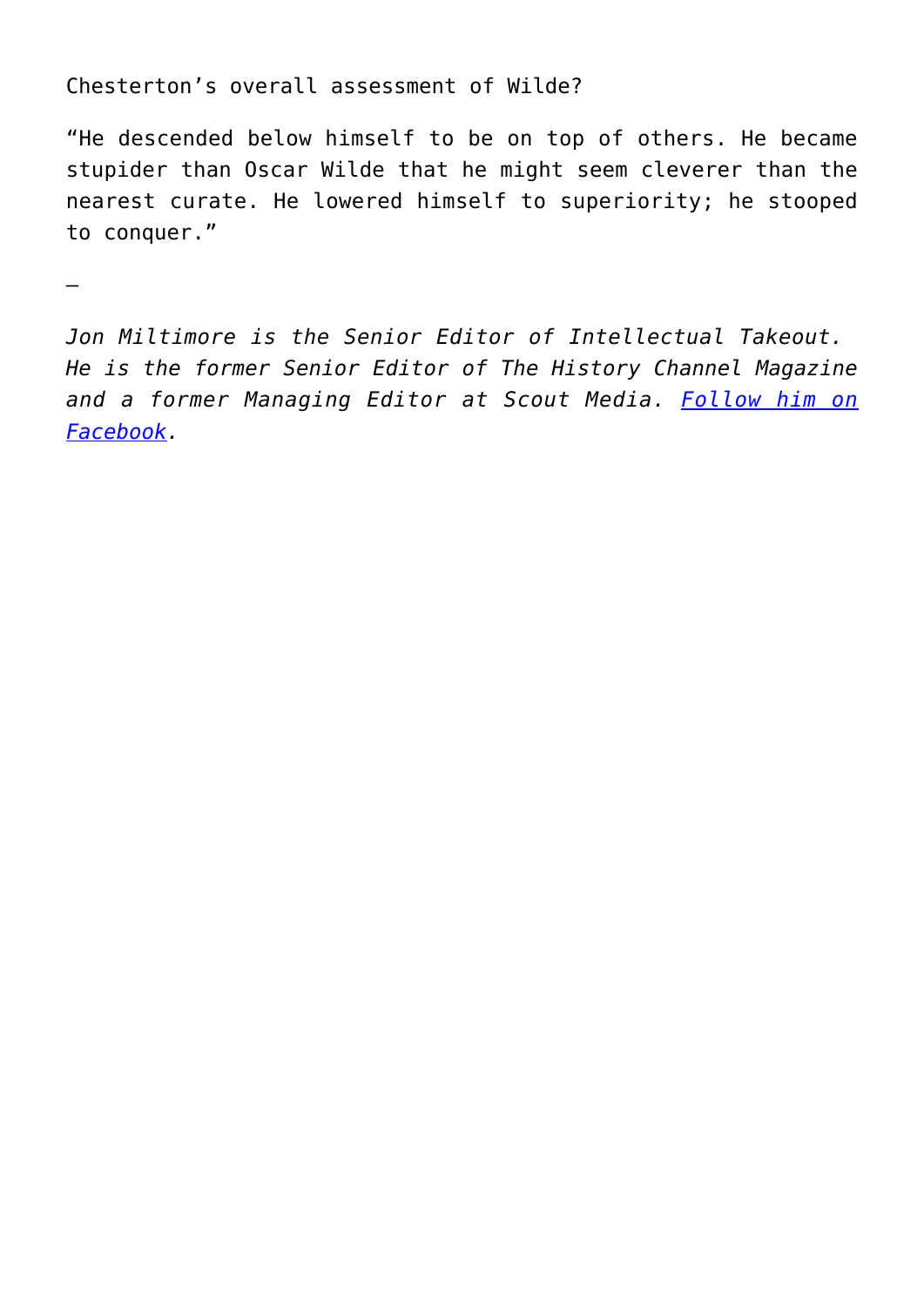Chesterton's overall assessment of Wilde?

"He descended below himself to be on top of others. He became stupider than Oscar Wilde that he might seem cleverer than the nearest curate. He lowered himself to superiority; he stooped to conquer."

—

*Jon Miltimore is the Senior Editor of Intellectual Takeout. He is the former Senior Editor of The History Channel Magazine and a former Managing Editor at Scout Media. Follow him on Facebook.*